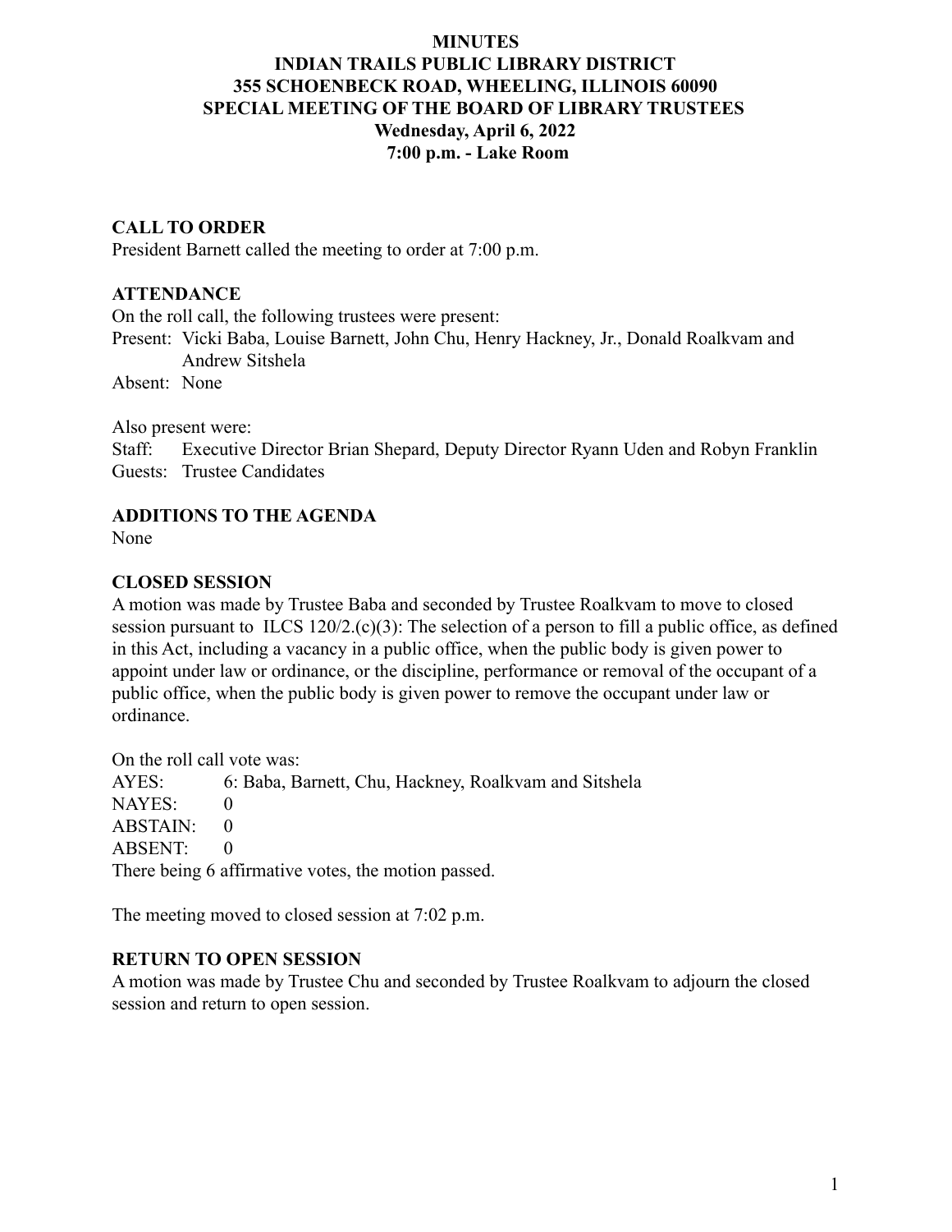**MINUTES**
**INDIAN TRAILS PUBLIC LIBRARY DISTRICT**
**355 SCHOENBECK ROAD, WHEELING, ILLINOIS 60090**
**SPECIAL MEETING OF THE BOARD OF LIBRARY TRUSTEES**
**Wednesday, April 6, 2022**
**7:00 p.m. - Lake Room**

## CALL TO ORDER

President Barnett called the meeting to order at 7:00 p.m.

## ATTENDANCE

On the roll call, the following trustees were present:

Present: Vicki Baba, Louise Barnett, John Chu, Henry Hackney, Jr., Donald Roalkvam and Andrew Sitshela

Absent: None

Also present were:

Staff: Executive Director Brian Shepard, Deputy Director Ryann Uden and Robyn Franklin

Guests: Trustee Candidates

## ADDITIONS TO THE AGENDA

None

## CLOSED SESSION

A motion was made by Trustee Baba and seconded by Trustee Roalkvam to move to closed session pursuant to ILCS 120/2.(c)(3): The selection of a person to fill a public office, as defined in this Act, including a vacancy in a public office, when the public body is given power to appoint under law or ordinance, or the discipline, performance or removal of the occupant of a public office, when the public body is given power to remove the occupant under law or ordinance.

On the roll call vote was:

AYES: 6: Baba, Barnett, Chu, Hackney, Roalkvam and Sitshela
NAYES: 0
ABSTAIN: 0
ABSENT: 0

There being 6 affirmative votes, the motion passed.

The meeting moved to closed session at 7:02 p.m.

## RETURN TO OPEN SESSION

A motion was made by Trustee Chu and seconded by Trustee Roalkvam to adjourn the closed session and return to open session.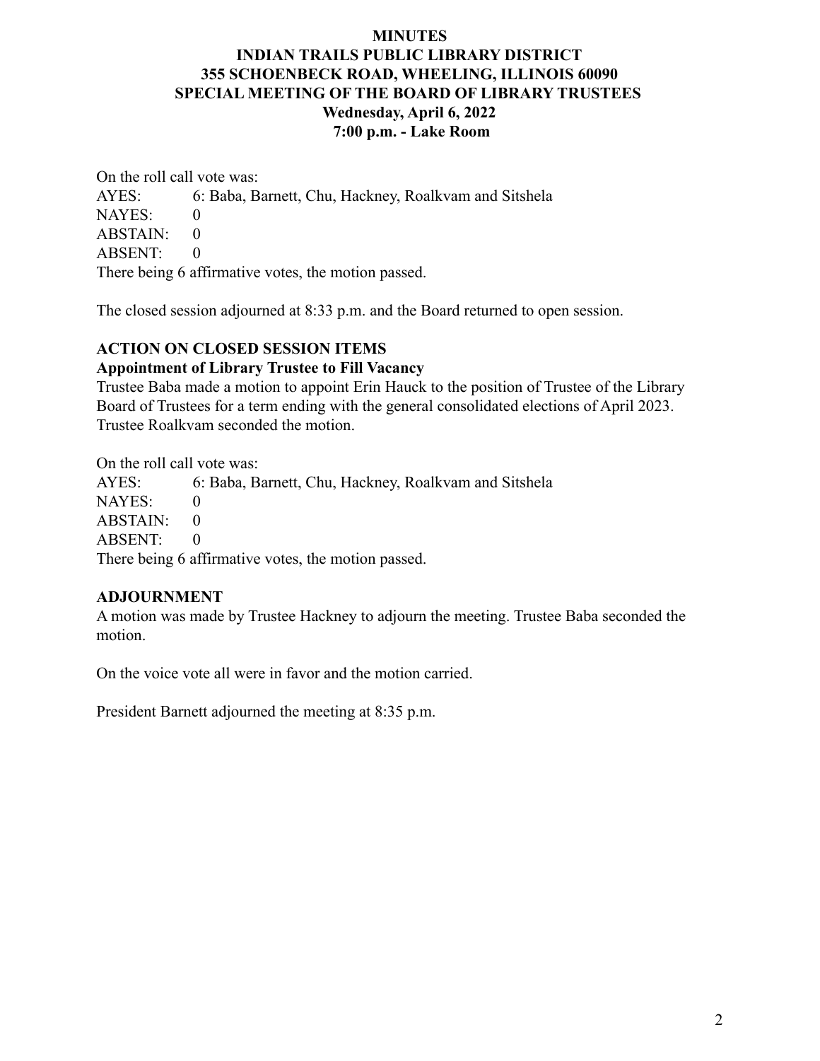# MINUTES
# INDIAN TRAILS PUBLIC LIBRARY DISTRICT
# 355 SCHOENBECK ROAD, WHEELING, ILLINOIS 60090
# SPECIAL MEETING OF THE BOARD OF LIBRARY TRUSTEES
# Wednesday, April 6, 2022
# 7:00 p.m. - Lake Room

On the roll call vote was:

| | |
|---|---|
| AYES: | 6: Baba, Barnett, Chu, Hackney, Roalkvam and Sitshela |
| NAYES: | 0 |
| ABSTAIN: | 0 |
| ABSENT: | 0 |

There being 6 affirmative votes, the motion passed.

The closed session adjourned at 8:33 p.m. and the Board returned to open session.

**ACTION ON CLOSED SESSION ITEMS**

**Appointment of Library Trustee to Fill Vacancy**

Trustee Baba made a motion to appoint Erin Hauck to the position of Trustee of the Library Board of Trustees for a term ending with the general consolidated elections of April 2023. Trustee Roalkvam seconded the motion.

On the roll call vote was:

| | |
|---|---|
| AYES: | 6: Baba, Barnett, Chu, Hackney, Roalkvam and Sitshela |
| NAYES: | 0 |
| ABSTAIN: | 0 |
| ABSENT: | 0 |

There being 6 affirmative votes, the motion passed.

**ADJOURNMENT**

A motion was made by Trustee Hackney to adjourn the meeting. Trustee Baba seconded the motion.

On the voice vote all were in favor and the motion carried.

President Barnett adjourned the meeting at 8:35 p.m.